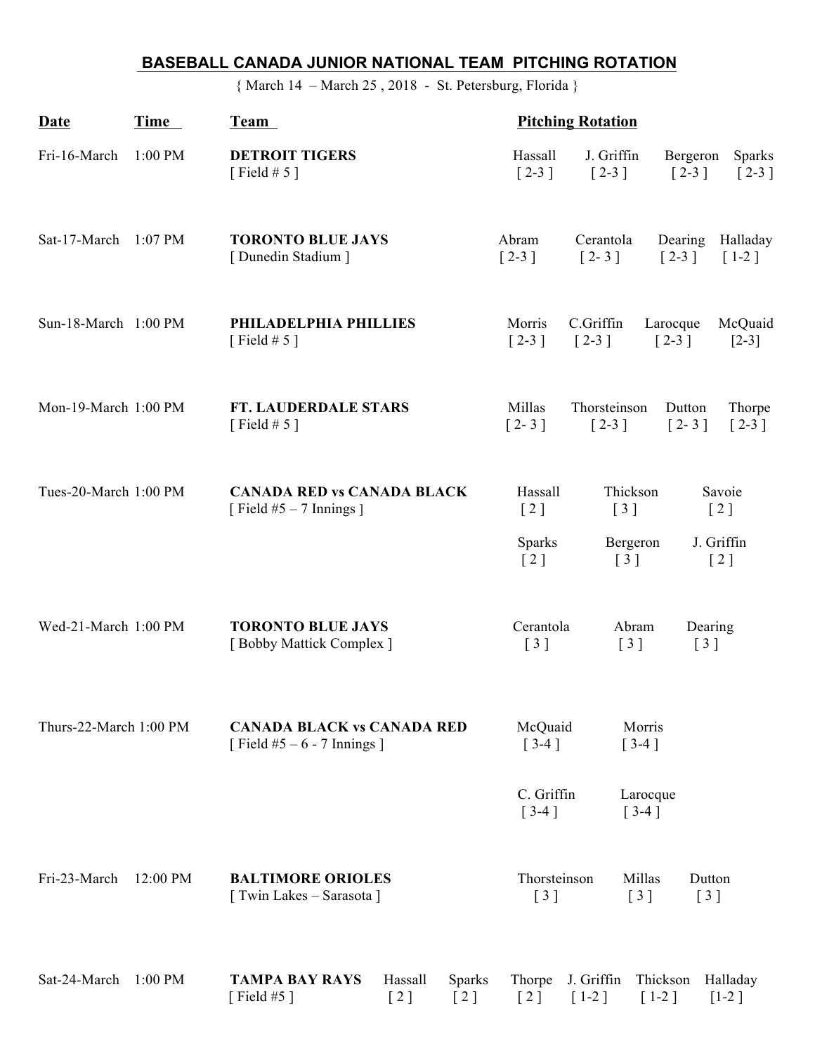# BASEBALL CANADA JUNIOR NATIONAL TEAM PITCHING ROTATION

{ March 14 – March 25 , 2018 - St. Petersburg, Florida }

| Date | Time | Team | Pitching Rotation |
|---|---|---|---|
| Fri-16-March | 1:00 PM | **DETROIT TIGERS** [ Field # 5 ] | Hassall [ 2-3 ], J. Griffin [ 2-3 ], Bergeron [ 2-3 ], Sparks [ 2-3 ] |
| Sat-17-March | 1:07 PM | **TORONTO BLUE JAYS** [ Dunedin Stadium ] | Abram [ 2-3 ], Cerantola [ 2- 3 ], Dearing [ 2-3 ], Halladay [ 1-2 ] |
| Sun-18-March | 1:00 PM | **PHILADELPHIA PHILLIES** [ Field # 5 ] | Morris [ 2-3 ], C.Griffin [ 2-3 ], Larocque [ 2-3 ], McQuaid [2-3] |
| Mon-19-March | 1:00 PM | **FT. LAUDERDALE STARS** [ Field # 5 ] | Millas [ 2- 3 ], Thorsteinson [ 2-3 ], Dutton [ 2- 3 ], Thorpe [ 2-3 ] |
| Tues-20-March | 1:00 PM | **CANADA RED vs CANADA BLACK** [ Field #5 – 7 Innings ] | Hassall [ 2 ], Thickson [ 3 ], Savoie [ 2 ]; Sparks [ 2 ], Bergeron [ 3 ], J. Griffin [ 2 ] |
| Wed-21-March | 1:00 PM | **TORONTO BLUE JAYS** [ Bobby Mattick Complex ] | Cerantola [ 3 ], Abram [ 3 ], Dearing [ 3 ] |
| Thurs-22-March | 1:00 PM | **CANADA BLACK vs CANADA RED** [ Field #5 – 6 - 7 Innings ] | McQuaid [ 3-4 ], Morris [ 3-4 ]; C. Griffin [ 3-4 ], Larocque [ 3-4 ] |
| Fri-23-March | 12:00 PM | **BALTIMORE ORIOLES** [ Twin Lakes – Sarasota ] | Thorsteinson [ 3 ], Millas [ 3 ], Dutton [ 3 ] |
| Sat-24-March | 1:00 PM | **TAMPA BAY RAYS** [ Field #5 ] | Hassall [ 2 ], Sparks [ 2 ], Thorpe [ 2 ], J. Griffin [ 1-2 ], Thickson [ 1-2 ], Halladay [1-2 ] |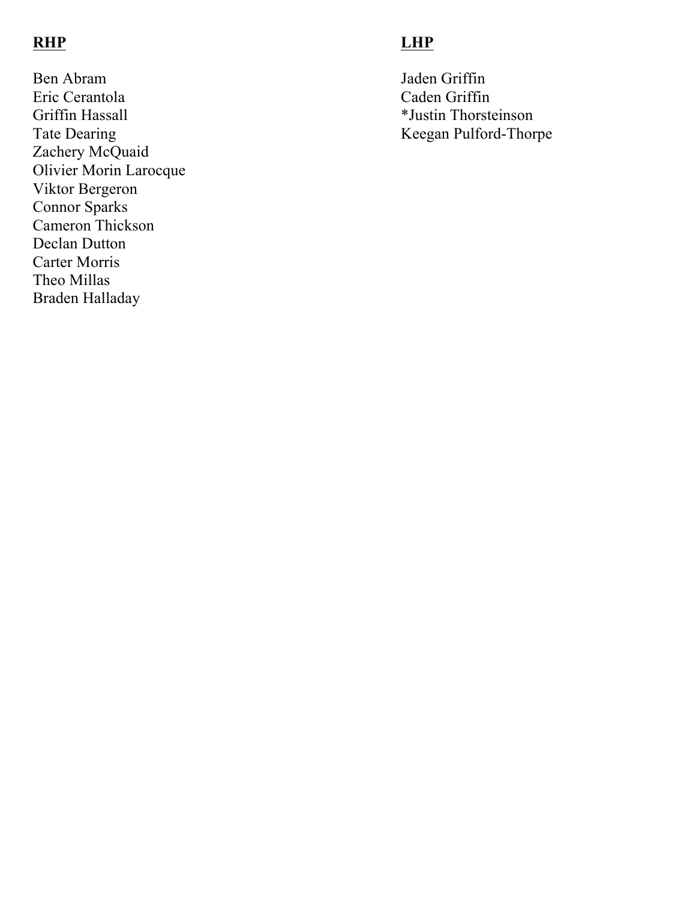**RHP**

Ben Abram
Eric Cerantola
Griffin Hassall
Tate Dearing
Zachery McQuaid
Olivier Morin Larocque
Viktor Bergeron
Connor Sparks
Cameron Thickson
Declan Dutton
Carter Morris
Theo Millas
Braden Halladay

**LHP**

Jaden Griffin
Caden Griffin
*Justin Thorsteinson
Keegan Pulford-Thorpe